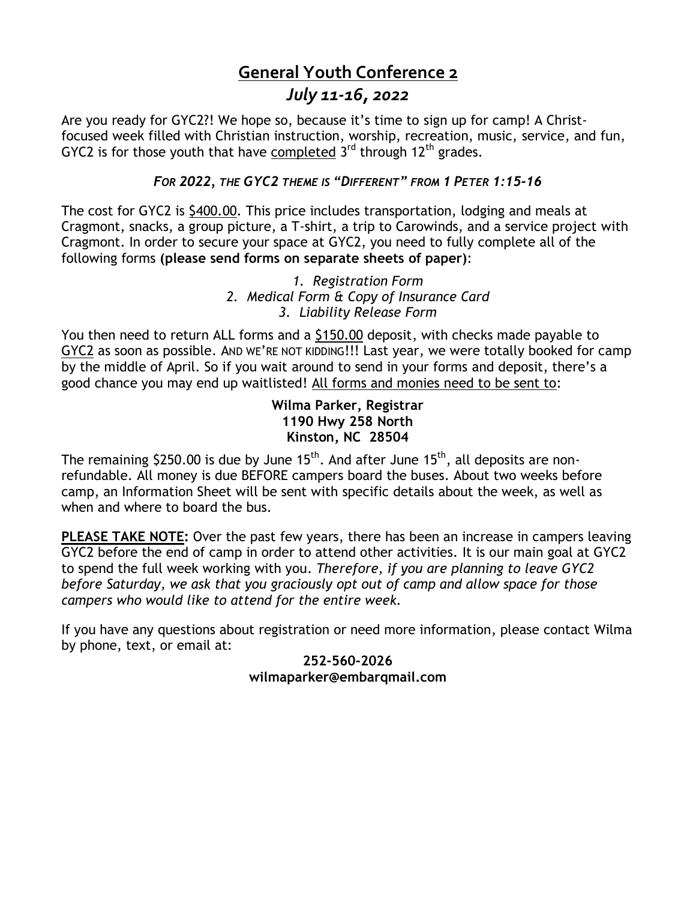# General Youth Conference 2

## *July 11-16, 2022*

Are you ready for GYC2?! We hope so, because it's time to sign up for camp! A Christ-focused week filled with Christian instruction, worship, recreation, music, service, and fun, GYC2 is for those youth that have completed 3rd through 12th grades.

***For 2022, the GYC2 theme is "Different" from 1 Peter 1:15-16***

The cost for GYC2 is $400.00. This price includes transportation, lodging and meals at Cragmont, snacks, a group picture, a T-shirt, a trip to Carowinds, and a service project with Cragmont. In order to secure your space at GYC2, you need to fully complete all of the following forms **(please send forms on separate sheets of paper)**:

1. *Registration Form*
2. *Medical Form & Copy of Insurance Card*
3. *Liability Release Form*

You then need to return ALL forms and a $150.00 deposit, with checks made payable to GYC2 as soon as possible. AND WE'RE NOT KIDDING!!! Last year, we were totally booked for camp by the middle of April. So if you wait around to send in your forms and deposit, there's a good chance you may end up waitlisted! All forms and monies need to be sent to:

**Wilma Parker, Registrar**
**1190 Hwy 258 North**
**Kinston, NC 28504**

The remaining $250.00 is due by June 15th. And after June 15th, all deposits are non-refundable. All money is due BEFORE campers board the buses. About two weeks before camp, an Information Sheet will be sent with specific details about the week, as well as when and where to board the bus.

**PLEASE TAKE NOTE:** Over the past few years, there has been an increase in campers leaving GYC2 before the end of camp in order to attend other activities. It is our main goal at GYC2 to spend the full week working with you. *Therefore, if you are planning to leave GYC2 before Saturday, we ask that you graciously opt out of camp and allow space for those campers who would like to attend for the entire week.*

If you have any questions about registration or need more information, please contact Wilma by phone, text, or email at:

**252-560-2026**
**wilmaparker@embarqmail.com**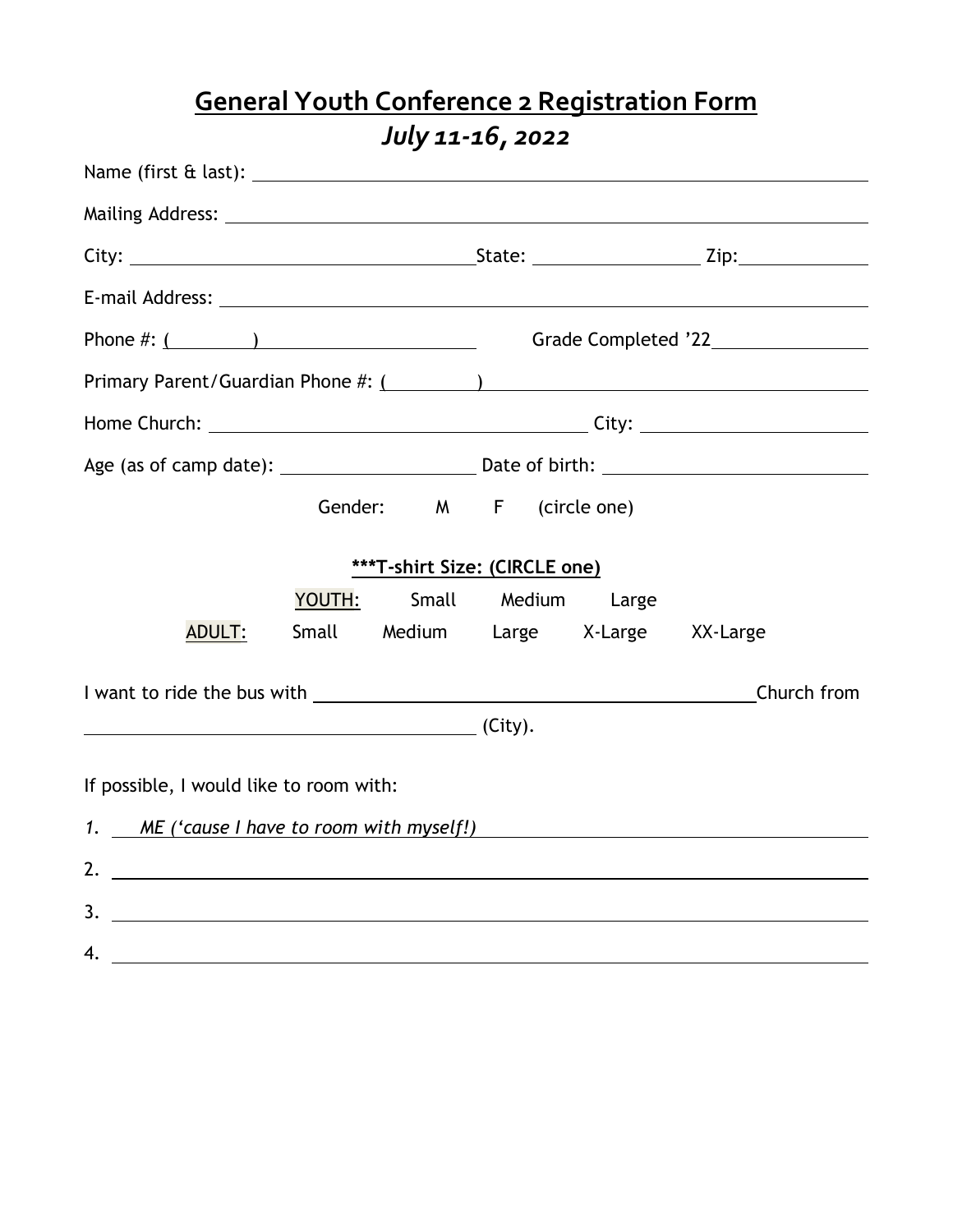# General Youth Conference 2 Registration Form

## *July 11-16, 2022*

Name (first & last): ______________________________

Mailing Address: ______________________________

City: ____________________ State: __________ Zip: __________

E-mail Address: ______________________________

Phone #: (\_\_\_\_\_) ____________________ Grade Completed ’22 __________

Primary Parent/Guardian Phone #: (\_\_\_\_\_) ______________________________

Home Church: ____________________ City: ____________________

Age (as of camp date): __________ Date of birth: ____________________

Gender: M F (circle one)

**\*\*\*T-shirt Size: (CIRCLE one)**

YOUTH: Small Medium Large

ADULT: Small Medium Large X-Large XX-Large

I want to ride the bus with ______________________________ Church from ____________________ (City).

If possible, I would like to room with:

1. *ME (‘cause I have to room with myself!)*
2. ______________________________
3. ______________________________
4. ______________________________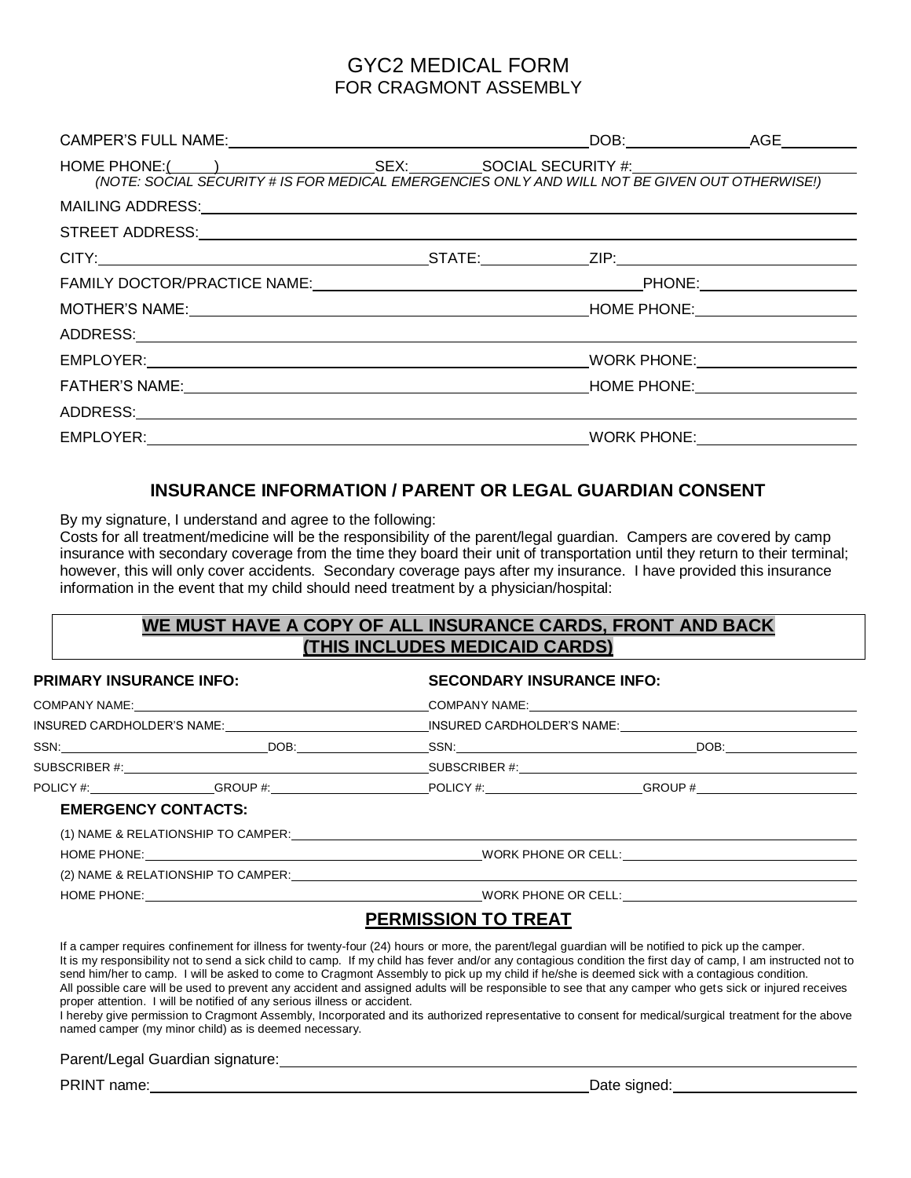# GYC2 MEDICAL FORM
## FOR CRAGMONT ASSEMBLY

CAMPER'S FULL NAME:______________________________ DOB:____________ AGE________

HOME PHONE:(_____)______________ SEX:________ SOCIAL SECURITY #:____________________

*(NOTE: SOCIAL SECURITY # IS FOR MEDICAL EMERGENCIES ONLY AND WILL NOT BE GIVEN OUT OTHERWISE!)*

MAILING ADDRESS:______________________________________________

STREET ADDRESS:______________________________________________

CITY:______________________ STATE:____________ ZIP:____________________

FAMILY DOCTOR/PRACTICE NAME:______________________________ PHONE:________________

MOTHER'S NAME:______________________________ HOME PHONE:________________

ADDRESS:______________________________________________

EMPLOYER:______________________________ WORK PHONE:________________

FATHER'S NAME:______________________________ HOME PHONE:________________

ADDRESS:______________________________________________

EMPLOYER:______________________________ WORK PHONE:________________

## INSURANCE INFORMATION / PARENT OR LEGAL GUARDIAN CONSENT

By my signature, I understand and agree to the following:
Costs for all treatment/medicine will be the responsibility of the parent/legal guardian. Campers are covered by camp insurance with secondary coverage from the time they board their unit of transportation until they return to their terminal; however, this will only cover accidents. Secondary coverage pays after my insurance. I have provided this insurance information in the event that my child should need treatment by a physician/hospital:

**WE MUST HAVE A COPY OF ALL INSURANCE CARDS, FRONT AND BACK (THIS INCLUDES MEDICAID CARDS)**

**PRIMARY INSURANCE INFO:**

COMPANY NAME:______________________________

INSURED CARDHOLDER'S NAME:______________________________

SSN:____________________ DOB:______________

SUBSCRIBER #:______________________________

POLICY #:______________ GROUP #:______________

**SECONDARY INSURANCE INFO:**

COMPANY NAME:______________________________

INSURED CARDHOLDER'S NAME:______________________________

SSN:____________________ DOB:______________

SUBSCRIBER #:______________________________

POLICY #:______________ GROUP #______________

**EMERGENCY CONTACTS:**

(1) NAME & RELATIONSHIP TO CAMPER:______________________________

HOME PHONE:______________________________ WORK PHONE OR CELL:______________________________

(2) NAME & RELATIONSHIP TO CAMPER:______________________________

HOME PHONE:______________________________ WORK PHONE OR CELL:______________________________

## PERMISSION TO TREAT

If a camper requires confinement for illness for twenty-four (24) hours or more, the parent/legal guardian will be notified to pick up the camper.
It is my responsibility not to send a sick child to camp. If my child has fever and/or any contagious condition the first day of camp, I am instructed not to send him/her to camp. I will be asked to come to Cragmont Assembly to pick up my child if he/she is deemed sick with a contagious condition.
All possible care will be used to prevent any accident and assigned adults will be responsible to see that any camper who gets sick or injured receives proper attention. I will be notified of any serious illness or accident.
I hereby give permission to Cragmont Assembly, Incorporated and its authorized representative to consent for medical/surgical treatment for the above named camper (my minor child) as is deemed necessary.

Parent/Legal Guardian signature:______________________________________________

PRINT name:______________________________ Date signed:____________________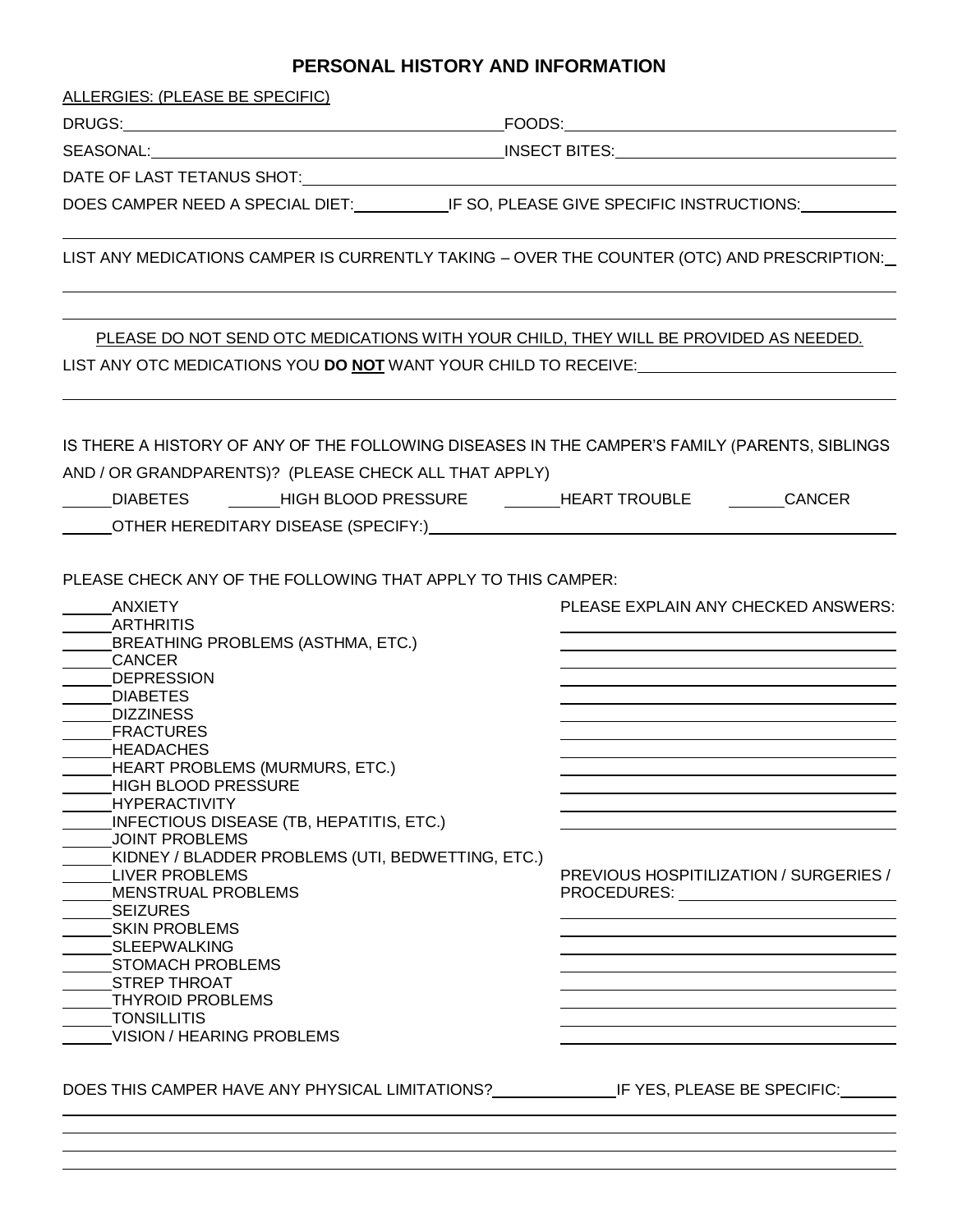# PERSONAL HISTORY AND INFORMATION

ALLERGIES: (PLEASE BE SPECIFIC)

DRUGS: ______________________ FOODS: ______________________

SEASONAL: ______________________ INSECT BITES: ______________________

DATE OF LAST TETANUS SHOT: ______________________

DOES CAMPER NEED A SPECIAL DIET: __________ IF SO, PLEASE GIVE SPECIFIC INSTRUCTIONS: __________

______________________________________________________________________

LIST ANY MEDICATIONS CAMPER IS CURRENTLY TAKING – OVER THE COUNTER (OTC) AND PRESCRIPTION: __

______________________________________________________________________

______________________________________________________________________

PLEASE DO NOT SEND OTC MEDICATIONS WITH YOUR CHILD, THEY WILL BE PROVIDED AS NEEDED.

LIST ANY OTC MEDICATIONS YOU **DO NOT** WANT YOUR CHILD TO RECEIVE: ______________________

______________________________________________________________________

IS THERE A HISTORY OF ANY OF THE FOLLOWING DISEASES IN THE CAMPER'S FAMILY (PARENTS, SIBLINGS AND / OR GRANDPARENTS)? (PLEASE CHECK ALL THAT APPLY)

_____ DIABETES _____ HIGH BLOOD PRESSURE _____ HEART TROUBLE _____ CANCER

_____ OTHER HEREDITARY DISEASE (SPECIFY:) ______________________

PLEASE CHECK ANY OF THE FOLLOWING THAT APPLY TO THIS CAMPER:

_____ ANXIETY
_____ ARTHRITIS
_____ BREATHING PROBLEMS (ASTHMA, ETC.)
_____ CANCER
_____ DEPRESSION
_____ DIABETES
_____ DIZZINESS
_____ FRACTURES
_____ HEADACHES
_____ HEART PROBLEMS (MURMURS, ETC.)
_____ HIGH BLOOD PRESSURE
_____ HYPERACTIVITY
_____ INFECTIOUS DISEASE (TB, HEPATITIS, ETC.)
_____ JOINT PROBLEMS
_____ KIDNEY / BLADDER PROBLEMS (UTI, BEDWETTING, ETC.)
_____ LIVER PROBLEMS
_____ MENSTRUAL PROBLEMS
_____ SEIZURES
_____ SKIN PROBLEMS
_____ SLEEPWALKING
_____ STOMACH PROBLEMS
_____ STREP THROAT
_____ THYROID PROBLEMS
_____ TONSILLITIS
_____ VISION / HEARING PROBLEMS

PLEASE EXPLAIN ANY CHECKED ANSWERS:

______________________

______________________

______________________

______________________

______________________

______________________

______________________

______________________

______________________

______________________

______________________

PREVIOUS HOSPITILIZATION / SURGERIES / PROCEDURES: ______________________

______________________

______________________

______________________

______________________

______________________

______________________

______________________

DOES THIS CAMPER HAVE ANY PHYSICAL LIMITATIONS? __________ IF YES, PLEASE BE SPECIFIC: ______

______________________________________________________________________

______________________________________________________________________

______________________________________________________________________

______________________________________________________________________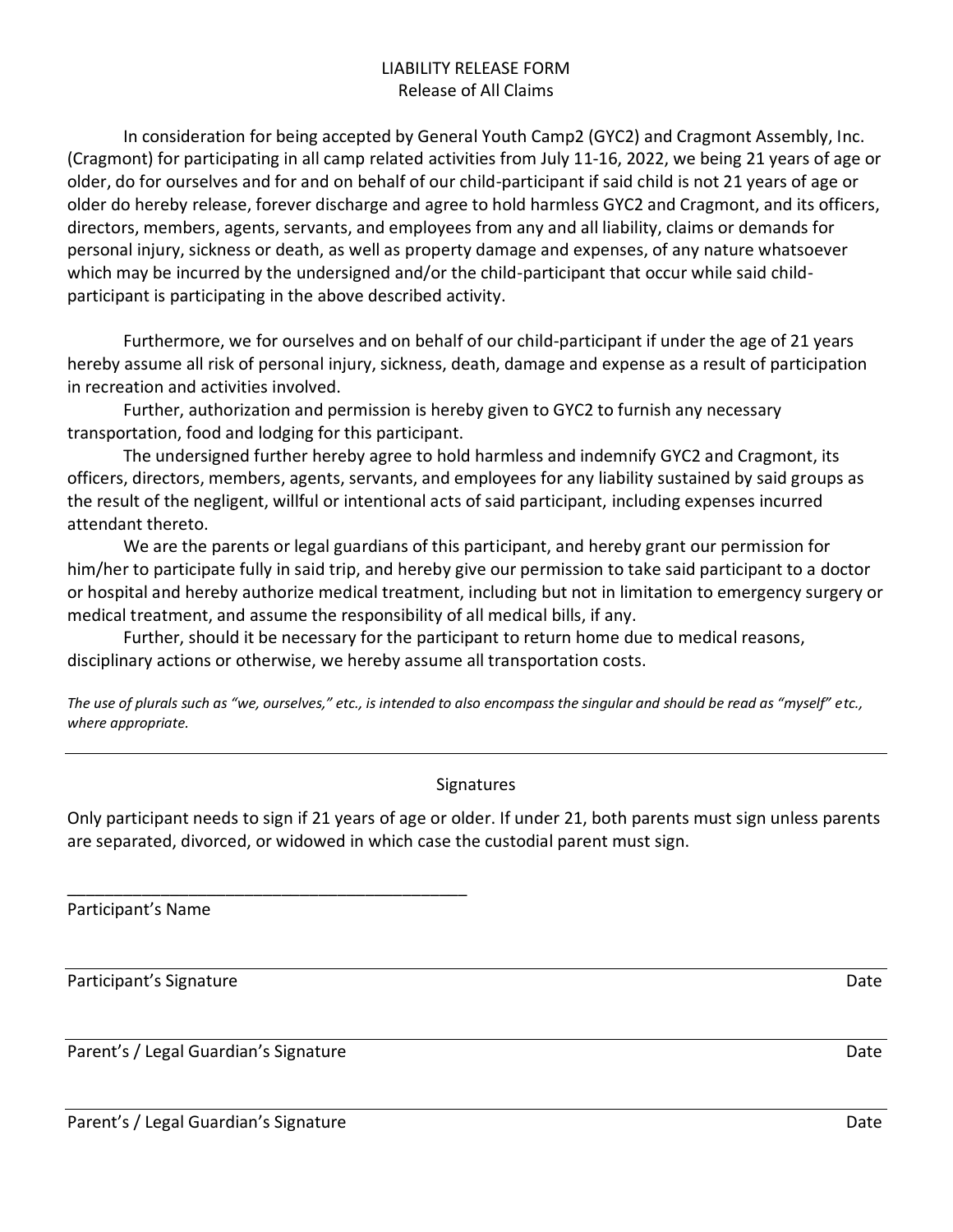# LIABILITY RELEASE FORM

## Release of All Claims

In consideration for being accepted by General Youth Camp2 (GYC2) and Cragmont Assembly, Inc. (Cragmont) for participating in all camp related activities from July 11-16, 2022, we being 21 years of age or older, do for ourselves and for and on behalf of our child-participant if said child is not 21 years of age or older do hereby release, forever discharge and agree to hold harmless GYC2 and Cragmont, and its officers, directors, members, agents, servants, and employees from any and all liability, claims or demands for personal injury, sickness or death, as well as property damage and expenses, of any nature whatsoever which may be incurred by the undersigned and/or the child-participant that occur while said child-participant is participating in the above described activity.

Furthermore, we for ourselves and on behalf of our child-participant if under the age of 21 years hereby assume all risk of personal injury, sickness, death, damage and expense as a result of participation in recreation and activities involved.

Further, authorization and permission is hereby given to GYC2 to furnish any necessary transportation, food and lodging for this participant.

The undersigned further hereby agree to hold harmless and indemnify GYC2 and Cragmont, its officers, directors, members, agents, servants, and employees for any liability sustained by said groups as the result of the negligent, willful or intentional acts of said participant, including expenses incurred attendant thereto.

We are the parents or legal guardians of this participant, and hereby grant our permission for him/her to participate fully in said trip, and hereby give our permission to take said participant to a doctor or hospital and hereby authorize medical treatment, including but not in limitation to emergency surgery or medical treatment, and assume the responsibility of all medical bills, if any.

Further, should it be necessary for the participant to return home due to medical reasons, disciplinary actions or otherwise, we hereby assume all transportation costs.

*The use of plurals such as "we, ourselves," etc., is intended to also encompass the singular and should be read as "myself" etc., where appropriate.*

---

Signatures

Only participant needs to sign if 21 years of age or older. If under 21, both parents must sign unless parents are separated, divorced, or widowed in which case the custodial parent must sign.

\_\_\_\_\_\_\_\_\_\_\_\_\_\_\_\_\_\_\_\_\_\_\_\_\_\_\_\_\_\_\_\_\_\_\_\_\_\_\_\_\_\_\_\_
Participant's Name

Participant's Signature — Date

Parent's / Legal Guardian's Signature — Date

Parent's / Legal Guardian's Signature — Date